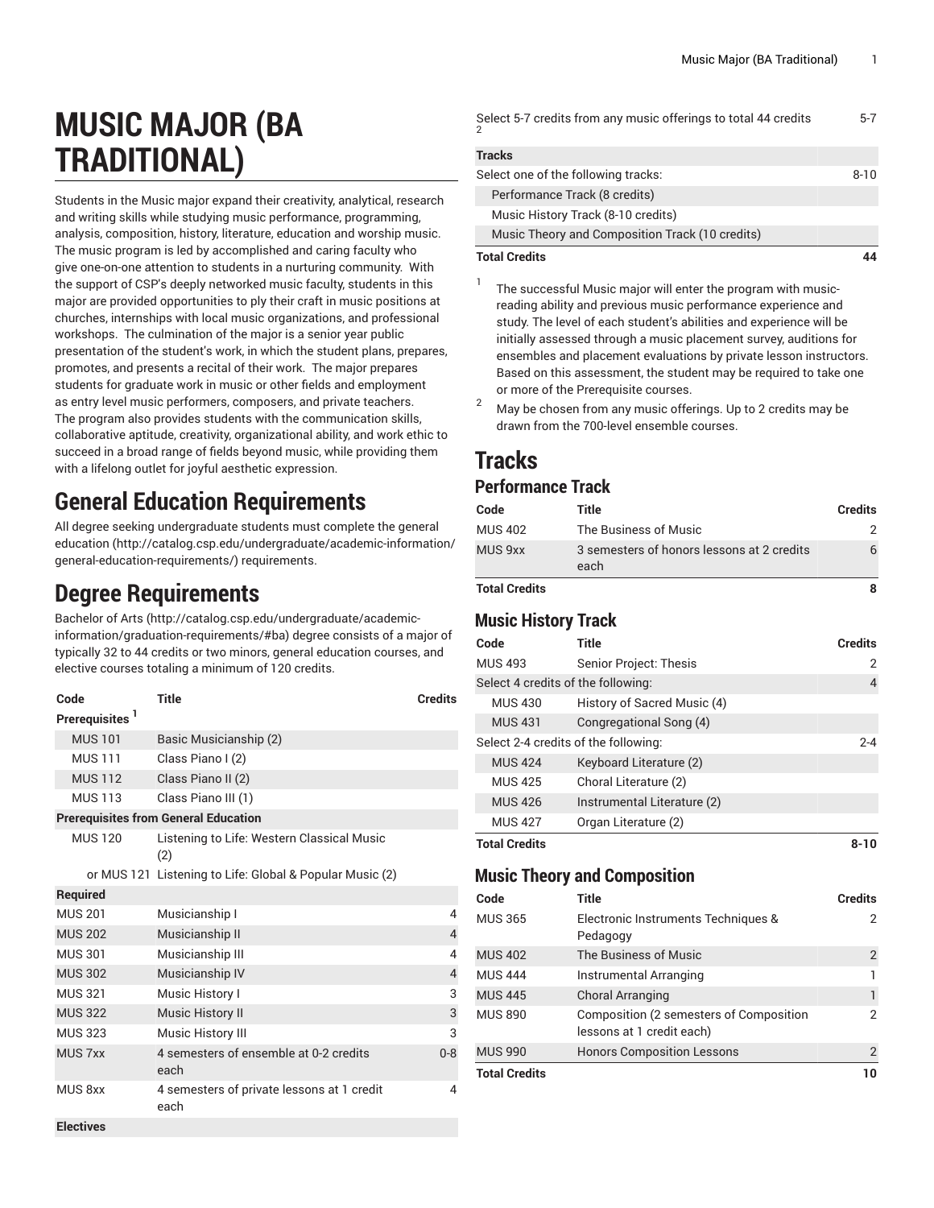# MUSIC MAJOR (BA TRADITIONAL)

Students in the Music major expand their creativity, analytical, research and writing skills while studying music performance, programming, analysis, composition, history, literature, education and worship music. The music program is led by accomplished and caring faculty who give one-on-one attention to students in a nurturing community. With the support of CSP's deeply networked music faculty, students in this major are provided opportunities to ply their craft in music positions at churches, internships with local music organizations, and professional workshops. The culmination of the major is a senior year public presentation of the student's work, in which the student plans, prepares, promotes, and presents a recital of their work. The major prepares students for graduate work in music or other fields and employment as entry level music performers, composers, and private teachers. The program also provides students with the communication skills, collaborative aptitude, creativity, organizational ability, and work ethic to succeed in a broad range of fields beyond music, while providing them with a lifelong outlet for joyful aesthetic expression.

## General Education Requirements

All degree seeking undergraduate students must complete the general education (http://catalog.csp.edu/undergraduate/academic-information/general-education-requirements/) requirements.

## Degree Requirements

Bachelor of Arts (http://catalog.csp.edu/undergraduate/academic-information/graduation-requirements/#ba) degree consists of a major of typically 32 to 44 credits or two minors, general education courses, and elective courses totaling a minimum of 120 credits.

| Code | Title | Credits |
|---|---|---|
| **Prerequisites [1]** | | |
| MUS 101 | Basic Musicianship (2) | |
| MUS 111 | Class Piano I (2) | |
| MUS 112 | Class Piano II (2) | |
| MUS 113 | Class Piano III (1) | |
| **Prerequisites from General Education** | | |
| MUS 120 | Listening to Life: Western Classical Music (2) | |
| or MUS 121 | Listening to Life: Global & Popular Music (2) | |
| **Required** | | |
| MUS 201 | Musicianship I | 4 |
| MUS 202 | Musicianship II | 4 |
| MUS 301 | Musicianship III | 4 |
| MUS 302 | Musicianship IV | 4 |
| MUS 321 | Music History I | 3 |
| MUS 322 | Music History II | 3 |
| MUS 323 | Music History III | 3 |
| MUS 7xx | 4 semesters of ensemble at 0-2 credits each | 0-8 |
| MUS 8xx | 4 semesters of private lessons at 1 credit each | 4 |
| **Electives** | | |
| Select 5-7 credits from any music offerings to total 44 credits [2] | | 5-7 |
| **Tracks** | | |
| Select one of the following tracks: | | 8-10 |
| Performance Track (8 credits) | | |
| Music History Track (8-10 credits) | | |
| Music Theory and Composition Track (10 credits) | | |
| **Total Credits** | | **44** |

[1] The successful Music major will enter the program with music-reading ability and previous music performance experience and study. The level of each student's abilities and experience will be initially assessed through a music placement survey, auditions for ensembles and placement evaluations by private lesson instructors. Based on this assessment, the student may be required to take one or more of the Prerequisite courses.

[2] May be chosen from any music offerings. Up to 2 credits may be drawn from the 700-level ensemble courses.

# Tracks

## Performance Track

| Code | Title | Credits |
|---|---|---|
| MUS 402 | The Business of Music | 2 |
| MUS 9xx | 3 semesters of honors lessons at 2 credits each | 6 |
| **Total Credits** | | **8** |

## Music History Track

| Code | Title | Credits |
|---|---|---|
| MUS 493 | Senior Project: Thesis | 2 |
| Select 4 credits of the following: | | 4 |
| MUS 430 | History of Sacred Music (4) | |
| MUS 431 | Congregational Song (4) | |
| Select 2-4 credits of the following: | | 2-4 |
| MUS 424 | Keyboard Literature (2) | |
| MUS 425 | Choral Literature (2) | |
| MUS 426 | Instrumental Literature (2) | |
| MUS 427 | Organ Literature (2) | |
| **Total Credits** | | **8-10** |

## Music Theory and Composition

| Code | Title | Credits |
|---|---|---|
| MUS 365 | Electronic Instruments Techniques & Pedagogy | 2 |
| MUS 402 | The Business of Music | 2 |
| MUS 444 | Instrumental Arranging | 1 |
| MUS 445 | Choral Arranging | 1 |
| MUS 890 | Composition (2 semesters of Composition lessons at 1 credit each) | 2 |
| MUS 990 | Honors Composition Lessons | 2 |
| **Total Credits** | | **10** |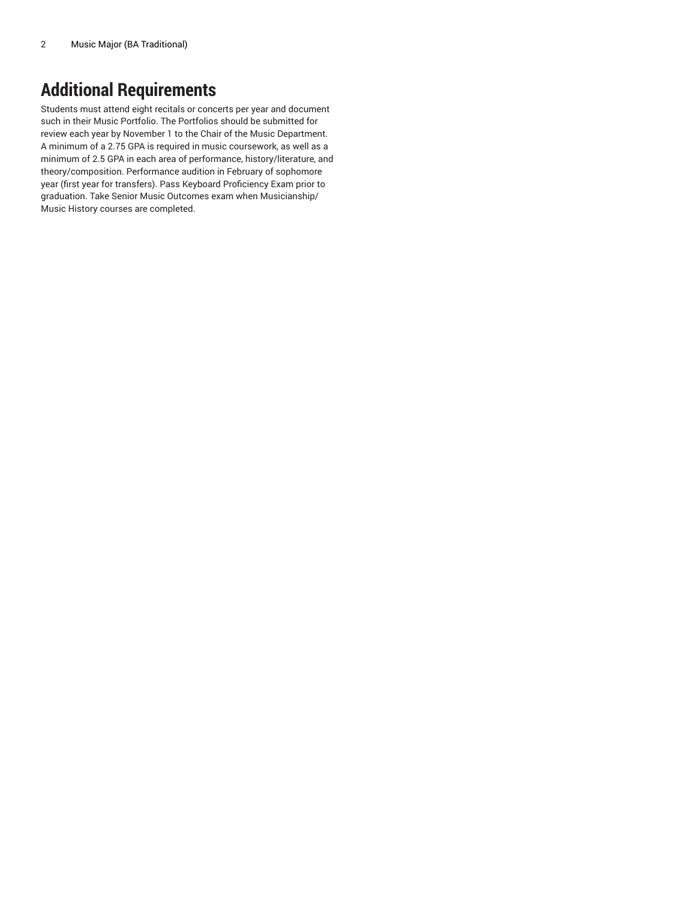## Additional Requirements

Students must attend eight recitals or concerts per year and document such in their Music Portfolio. The Portfolios should be submitted for review each year by November 1 to the Chair of the Music Department. A minimum of a 2.75 GPA is required in music coursework, as well as a minimum of 2.5 GPA in each area of performance, history/literature, and theory/composition. Performance audition in February of sophomore year (first year for transfers). Pass Keyboard Proficiency Exam prior to graduation. Take Senior Music Outcomes exam when Musicianship/ Music History courses are completed.